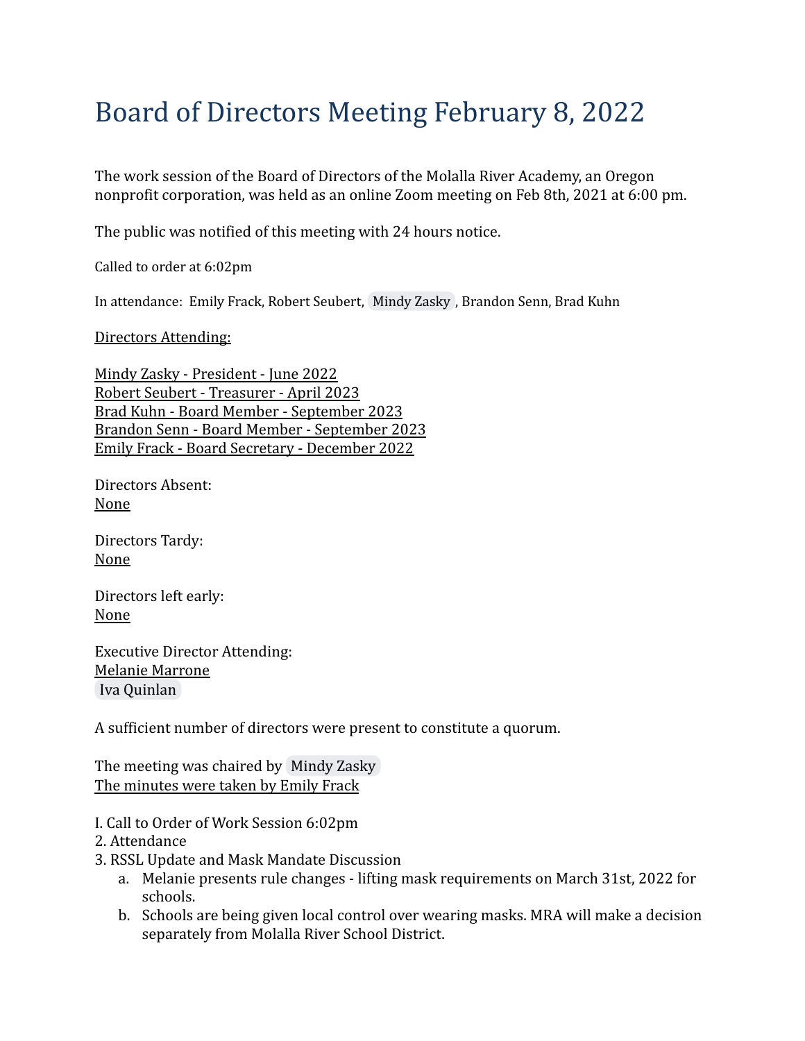# Board of Directors Meeting February 8, 2022

The work session of the Board of Directors of the Molalla River Academy, an Oregon nonprofit corporation, was held as an online Zoom meeting on Feb 8th, 2021 at 6:00 pm.

The public was notified of this meeting with 24 hours notice.

Called to order at 6:02pm

In attendance: Emily Frack, Robert Seubert, Mindy Zasky, Brandon Senn, Brad Kuhn

Directors Attending:

Mindy Zasky - President - June 2022
Robert Seubert - Treasurer - April 2023
Brad Kuhn - Board Member - September 2023
Brandon Senn - Board Member - September 2023
Emily Frack - Board Secretary - December 2022

Directors Absent:
None

Directors Tardy:
None

Directors left early:
None

Executive Director Attending:
Melanie Marrone
Iva Quinlan

A sufficient number of directors were present to constitute a quorum.

The meeting was chaired by Mindy Zasky
The minutes were taken by Emily Frack

I. Call to Order of Work Session 6:02pm
2. Attendance
3. RSSL Update and Mask Mandate Discussion
    a. Melanie presents rule changes - lifting mask requirements on March 31st, 2022 for schools.
    b. Schools are being given local control over wearing masks. MRA will make a decision separately from Molalla River School District.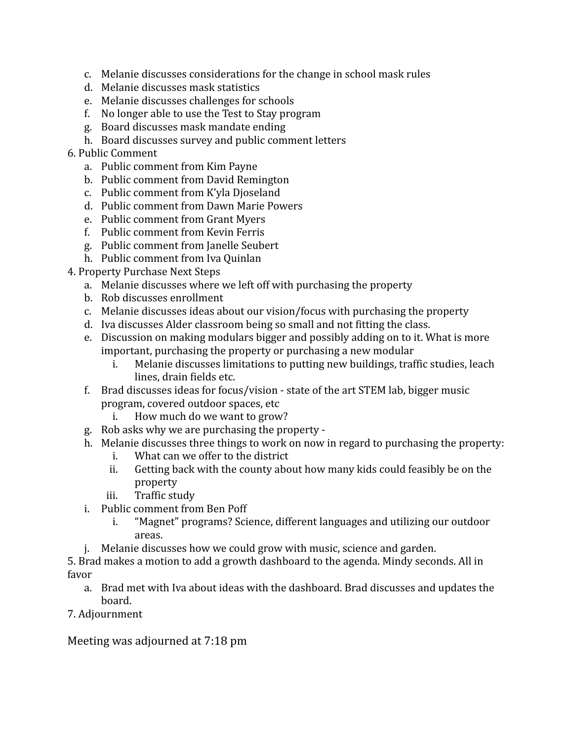c. Melanie discusses considerations for the change in school mask rules
d. Melanie discusses mask statistics
e. Melanie discusses challenges for schools
f. No longer able to use the Test to Stay program
g. Board discusses mask mandate ending
h. Board discusses survey and public comment letters

6. Public Comment
   a. Public comment from Kim Payne
   b. Public comment from David Remington
   c. Public comment from K'yla Djoseland
   d. Public comment from Dawn Marie Powers
   e. Public comment from Grant Myers
   f. Public comment from Kevin Ferris
   g. Public comment from Janelle Seubert
   h. Public comment from Iva Quinlan

4. Property Purchase Next Steps
   a. Melanie discusses where we left off with purchasing the property
   b. Rob discusses enrollment
   c. Melanie discusses ideas about our vision/focus with purchasing the property
   d. Iva discusses Alder classroom being so small and not fitting the class.
   e. Discussion on making modulars bigger and possibly adding on to it. What is more important, purchasing the property or purchasing a new modular
      i. Melanie discusses limitations to putting new buildings, traffic studies, leach lines, drain fields etc.
   f. Brad discusses ideas for focus/vision - state of the art STEM lab, bigger music program, covered outdoor spaces, etc
      i. How much do we want to grow?
   g. Rob asks why we are purchasing the property -
   h. Melanie discusses three things to work on now in regard to purchasing the property:
      i. What can we offer to the district
      ii. Getting back with the county about how many kids could feasibly be on the property
      iii. Traffic study
   i. Public comment from Ben Poff
      i. "Magnet" programs? Science, different languages and utilizing our outdoor areas.
   j. Melanie discusses how we could grow with music, science and garden.

5. Brad makes a motion to add a growth dashboard to the agenda. Mindy seconds. All in favor
   a. Brad met with Iva about ideas with the dashboard. Brad discusses and updates the board.

7. Adjournment

Meeting was adjourned at 7:18 pm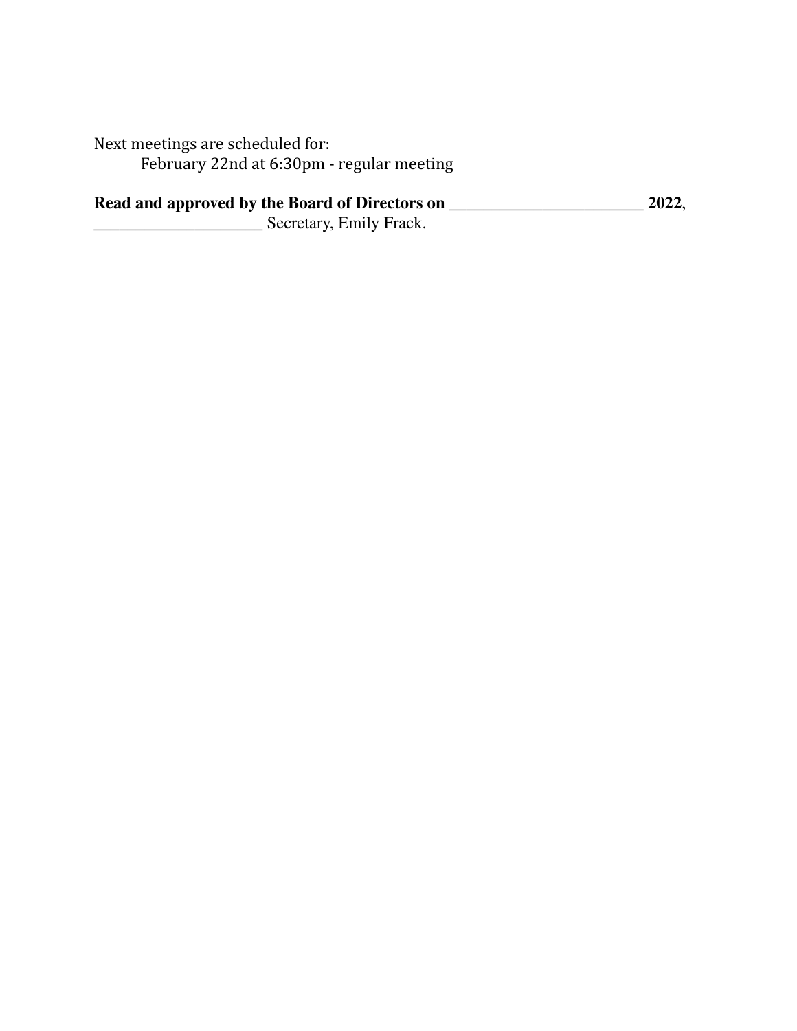Next meetings are scheduled for:

February 22nd at 6:30pm - regular meeting

**Read and approved by the Board of Directors on ________________________ 2022**,
_____________________ Secretary, Emily Frack.